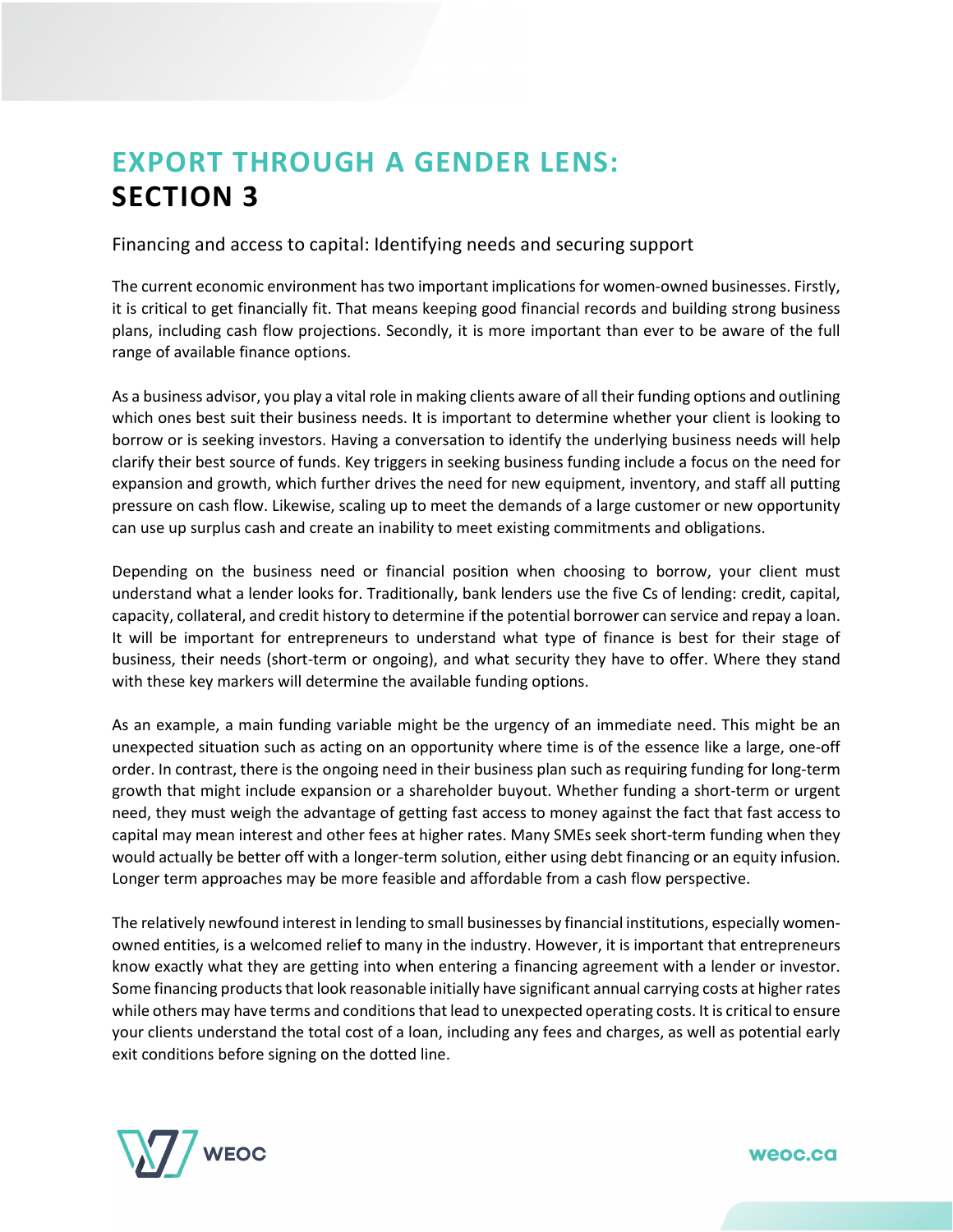# EXPORT THROUGH A GENDER LENS: SECTION 3

Financing and access to capital: Identifying needs and securing support

The current economic environment has two important implications for women-owned businesses. Firstly, it is critical to get financially fit. That means keeping good financial records and building strong business plans, including cash flow projections. Secondly, it is more important than ever to be aware of the full range of available finance options.

As a business advisor, you play a vital role in making clients aware of all their funding options and outlining which ones best suit their business needs. It is important to determine whether your client is looking to borrow or is seeking investors. Having a conversation to identify the underlying business needs will help clarify their best source of funds. Key triggers in seeking business funding include a focus on the need for expansion and growth, which further drives the need for new equipment, inventory, and staff all putting pressure on cash flow. Likewise, scaling up to meet the demands of a large customer or new opportunity can use up surplus cash and create an inability to meet existing commitments and obligations.

Depending on the business need or financial position when choosing to borrow, your client must understand what a lender looks for. Traditionally, bank lenders use the five Cs of lending: credit, capital, capacity, collateral, and credit history to determine if the potential borrower can service and repay a loan. It will be important for entrepreneurs to understand what type of finance is best for their stage of business, their needs (short-term or ongoing), and what security they have to offer. Where they stand with these key markers will determine the available funding options.

As an example, a main funding variable might be the urgency of an immediate need. This might be an unexpected situation such as acting on an opportunity where time is of the essence like a large, one-off order. In contrast, there is the ongoing need in their business plan such as requiring funding for long-term growth that might include expansion or a shareholder buyout. Whether funding a short-term or urgent need, they must weigh the advantage of getting fast access to money against the fact that fast access to capital may mean interest and other fees at higher rates. Many SMEs seek short-term funding when they would actually be better off with a longer-term solution, either using debt financing or an equity infusion. Longer term approaches may be more feasible and affordable from a cash flow perspective.

The relatively newfound interest in lending to small businesses by financial institutions, especially women-owned entities, is a welcomed relief to many in the industry. However, it is important that entrepreneurs know exactly what they are getting into when entering a financing agreement with a lender or investor. Some financing products that look reasonable initially have significant annual carrying costs at higher rates while others may have terms and conditions that lead to unexpected operating costs. It is critical to ensure your clients understand the total cost of a loan, including any fees and charges, as well as potential early exit conditions before signing on the dotted line.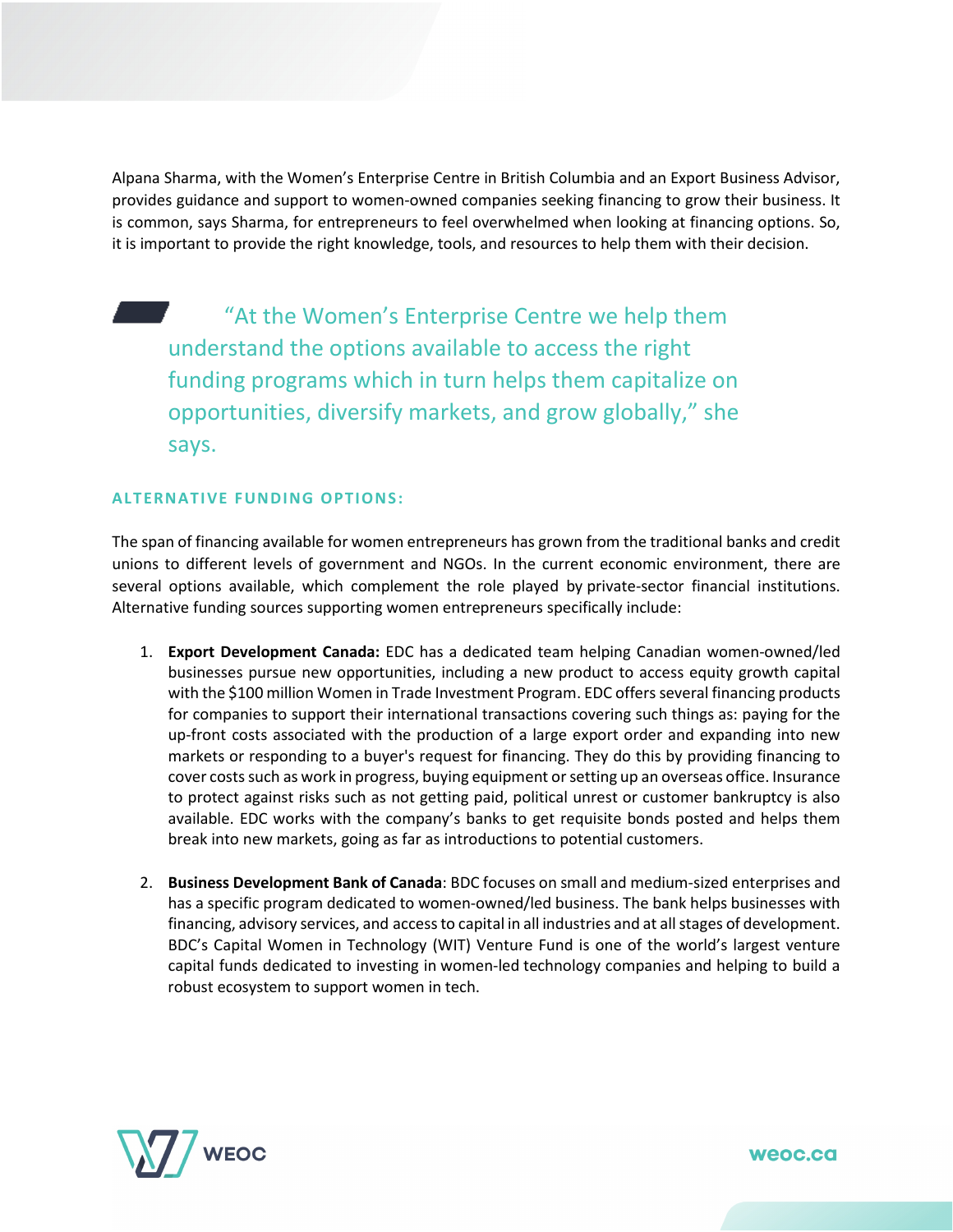Alpana Sharma, with the Women's Enterprise Centre in British Columbia and an Export Business Advisor, provides guidance and support to women-owned companies seeking financing to grow their business. It is common, says Sharma, for entrepreneurs to feel overwhelmed when looking at financing options. So, it is important to provide the right knowledge, tools, and resources to help them with their decision.

> "At the Women's Enterprise Centre we help them understand the options available to access the right funding programs which in turn helps them capitalize on opportunities, diversify markets, and grow globally," she says.

### ALTERNATIVE FUNDING OPTIONS:

The span of financing available for women entrepreneurs has grown from the traditional banks and credit unions to different levels of government and NGOs. In the current economic environment, there are several options available, which complement the role played by private-sector financial institutions. Alternative funding sources supporting women entrepreneurs specifically include:

1. **Export Development Canada:** EDC has a dedicated team helping Canadian women-owned/led businesses pursue new opportunities, including a new product to access equity growth capital with the $100 million Women in Trade Investment Program. EDC offers several financing products for companies to support their international transactions covering such things as: paying for the up-front costs associated with the production of a large export order and expanding into new markets or responding to a buyer's request for financing. They do this by providing financing to cover costs such as work in progress, buying equipment or setting up an overseas office. Insurance to protect against risks such as not getting paid, political unrest or customer bankruptcy is also available. EDC works with the company's banks to get requisite bonds posted and helps them break into new markets, going as far as introductions to potential customers.

2. **Business Development Bank of Canada**: BDC focuses on small and medium-sized enterprises and has a specific program dedicated to women-owned/led business. The bank helps businesses with financing, advisory services, and access to capital in all industries and at all stages of development. BDC's Capital Women in Technology (WIT) Venture Fund is one of the world's largest venture capital funds dedicated to investing in women-led technology companies and helping to build a robust ecosystem to support women in tech.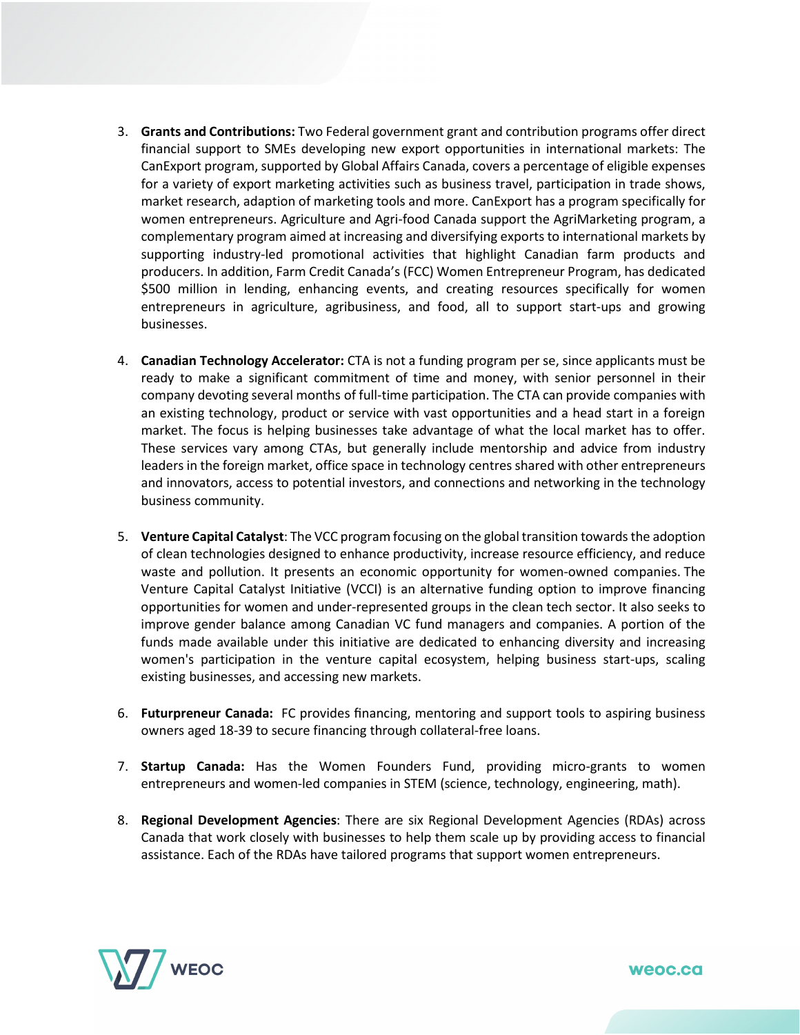3. **Grants and Contributions:** Two Federal government grant and contribution programs offer direct financial support to SMEs developing new export opportunities in international markets: The CanExport program, supported by Global Affairs Canada, covers a percentage of eligible expenses for a variety of export marketing activities such as business travel, participation in trade shows, market research, adaption of marketing tools and more. CanExport has a program specifically for women entrepreneurs. Agriculture and Agri-food Canada support the AgriMarketing program, a complementary program aimed at increasing and diversifying exports to international markets by supporting industry-led promotional activities that highlight Canadian farm products and producers. In addition, Farm Credit Canada's (FCC) Women Entrepreneur Program, has dedicated $500 million in lending, enhancing events, and creating resources specifically for women entrepreneurs in agriculture, agribusiness, and food, all to support start-ups and growing businesses.

4. **Canadian Technology Accelerator:** CTA is not a funding program per se, since applicants must be ready to make a significant commitment of time and money, with senior personnel in their company devoting several months of full-time participation. The CTA can provide companies with an existing technology, product or service with vast opportunities and a head start in a foreign market. The focus is helping businesses take advantage of what the local market has to offer. These services vary among CTAs, but generally include mentorship and advice from industry leaders in the foreign market, office space in technology centres shared with other entrepreneurs and innovators, access to potential investors, and connections and networking in the technology business community.

5. **Venture Capital Catalyst**: The VCC program focusing on the global transition towards the adoption of clean technologies designed to enhance productivity, increase resource efficiency, and reduce waste and pollution. It presents an economic opportunity for women-owned companies. The Venture Capital Catalyst Initiative (VCCI) is an alternative funding option to improve financing opportunities for women and under-represented groups in the clean tech sector. It also seeks to improve gender balance among Canadian VC fund managers and companies. A portion of the funds made available under this initiative are dedicated to enhancing diversity and increasing women's participation in the venture capital ecosystem, helping business start-ups, scaling existing businesses, and accessing new markets.

6. **Futurpreneur Canada:** FC provides financing, mentoring and support tools to aspiring business owners aged 18-39 to secure financing through collateral-free loans.

7. **Startup Canada:** Has the Women Founders Fund, providing micro-grants to women entrepreneurs and women-led companies in STEM (science, technology, engineering, math).

8. **Regional Development Agencies**: There are six Regional Development Agencies (RDAs) across Canada that work closely with businesses to help them scale up by providing access to financial assistance. Each of the RDAs have tailored programs that support women entrepreneurs.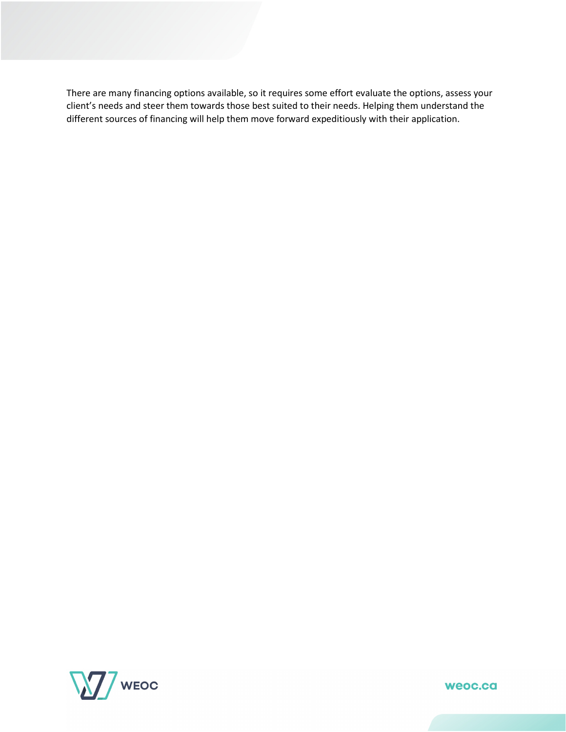There are many financing options available, so it requires some effort evaluate the options, assess your client's needs and steer them towards those best suited to their needs. Helping them understand the different sources of financing will help them move forward expeditiously with their application.